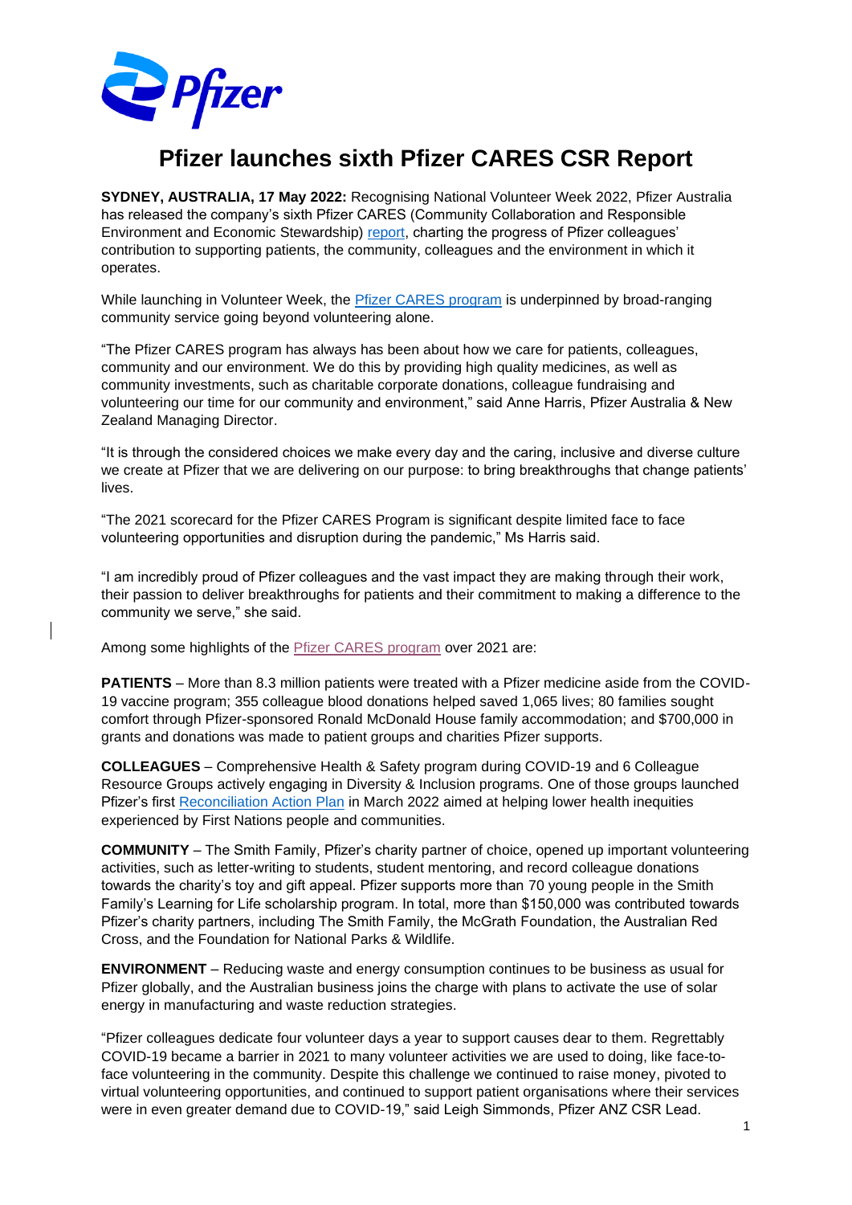# Pfizer launches sixth Pfizer CARES CSR Report

**SYDNEY, AUSTRALIA, 17 May 2022:** Recognising National Volunteer Week 2022, Pfizer Australia has released the company's sixth Pfizer CARES (Community Collaboration and Responsible Environment and Economic Stewardship) report, charting the progress of Pfizer colleagues' contribution to supporting patients, the community, colleagues and the environment in which it operates.

While launching in Volunteer Week, the Pfizer CARES program is underpinned by broad-ranging community service going beyond volunteering alone.

"The Pfizer CARES program has always has been about how we care for patients, colleagues, community and our environment. We do this by providing high quality medicines, as well as community investments, such as charitable corporate donations, colleague fundraising and volunteering our time for our community and environment," said Anne Harris, Pfizer Australia & New Zealand Managing Director.

"It is through the considered choices we make every day and the caring, inclusive and diverse culture we create at Pfizer that we are delivering on our purpose: to bring breakthroughs that change patients' lives.

"The 2021 scorecard for the Pfizer CARES Program is significant despite limited face to face volunteering opportunities and disruption during the pandemic," Ms Harris said.

"I am incredibly proud of Pfizer colleagues and the vast impact they are making through their work, their passion to deliver breakthroughs for patients and their commitment to making a difference to the community we serve," she said.

Among some highlights of the Pfizer CARES program over 2021 are:

**PATIENTS** – More than 8.3 million patients were treated with a Pfizer medicine aside from the COVID-19 vaccine program; 355 colleague blood donations helped saved 1,065 lives; 80 families sought comfort through Pfizer-sponsored Ronald McDonald House family accommodation; and $700,000 in grants and donations was made to patient groups and charities Pfizer supports.

**COLLEAGUES** – Comprehensive Health & Safety program during COVID-19 and 6 Colleague Resource Groups actively engaging in Diversity & Inclusion programs. One of those groups launched Pfizer's first Reconciliation Action Plan in March 2022 aimed at helping lower health inequities experienced by First Nations people and communities.

**COMMUNITY** – The Smith Family, Pfizer's charity partner of choice, opened up important volunteering activities, such as letter-writing to students, student mentoring, and record colleague donations towards the charity's toy and gift appeal. Pfizer supports more than 70 young people in the Smith Family's Learning for Life scholarship program. In total, more than $150,000 was contributed towards Pfizer's charity partners, including The Smith Family, the McGrath Foundation, the Australian Red Cross, and the Foundation for National Parks & Wildlife.

**ENVIRONMENT** – Reducing waste and energy consumption continues to be business as usual for Pfizer globally, and the Australian business joins the charge with plans to activate the use of solar energy in manufacturing and waste reduction strategies.

"Pfizer colleagues dedicate four volunteer days a year to support causes dear to them. Regrettably COVID-19 became a barrier in 2021 to many volunteer activities we are used to doing, like face-to-face volunteering in the community. Despite this challenge we continued to raise money, pivoted to virtual volunteering opportunities, and continued to support patient organisations where their services were in even greater demand due to COVID-19," said Leigh Simmonds, Pfizer ANZ CSR Lead.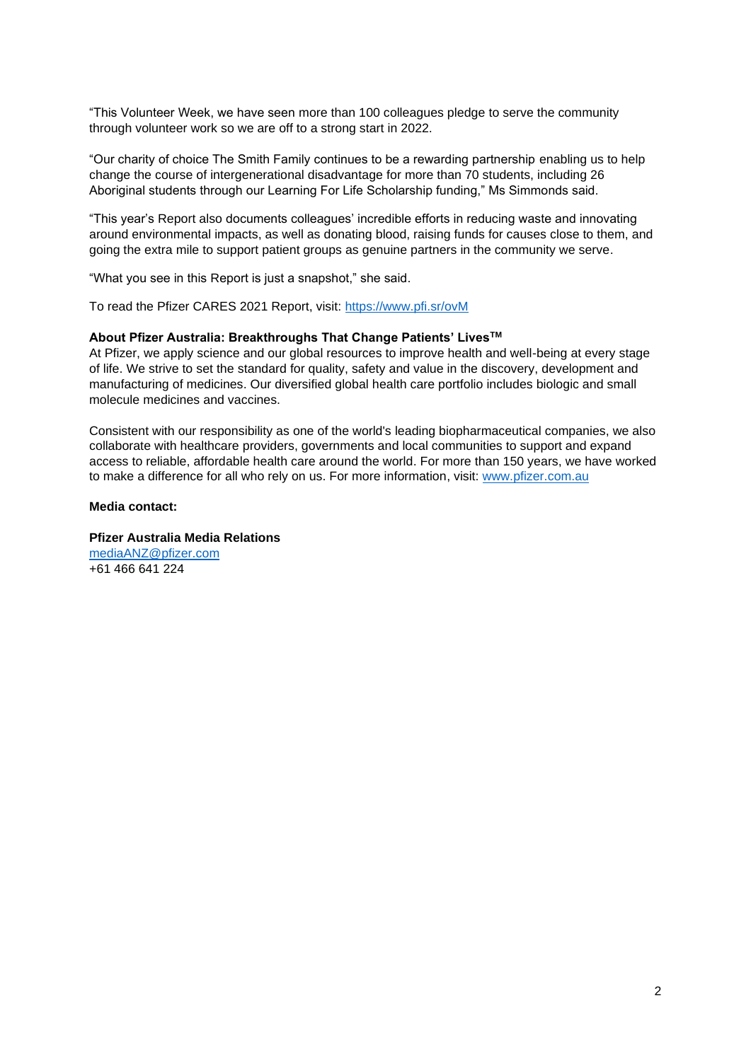"This Volunteer Week, we have seen more than 100 colleagues pledge to serve the community through volunteer work so we are off to a strong start in 2022.

"Our charity of choice The Smith Family continues to be a rewarding partnership enabling us to help change the course of intergenerational disadvantage for more than 70 students, including 26 Aboriginal students through our Learning For Life Scholarship funding," Ms Simmonds said.

"This year's Report also documents colleagues' incredible efforts in reducing waste and innovating around environmental impacts, as well as donating blood, raising funds for causes close to them, and going the extra mile to support patient groups as genuine partners in the community we serve.

"What you see in this Report is just a snapshot," she said.

To read the Pfizer CARES 2021 Report, visit: https://www.pfi.sr/ovM

**About Pfizer Australia: Breakthroughs That Change Patients' Lives™**

At Pfizer, we apply science and our global resources to improve health and well-being at every stage of life. We strive to set the standard for quality, safety and value in the discovery, development and manufacturing of medicines. Our diversified global health care portfolio includes biologic and small molecule medicines and vaccines.

Consistent with our responsibility as one of the world's leading biopharmaceutical companies, we also collaborate with healthcare providers, governments and local communities to support and expand access to reliable, affordable health care around the world. For more than 150 years, we have worked to make a difference for all who rely on us. For more information, visit: www.pfizer.com.au

**Media contact:**

**Pfizer Australia Media Relations**
mediaANZ@pfizer.com
+61 466 641 224